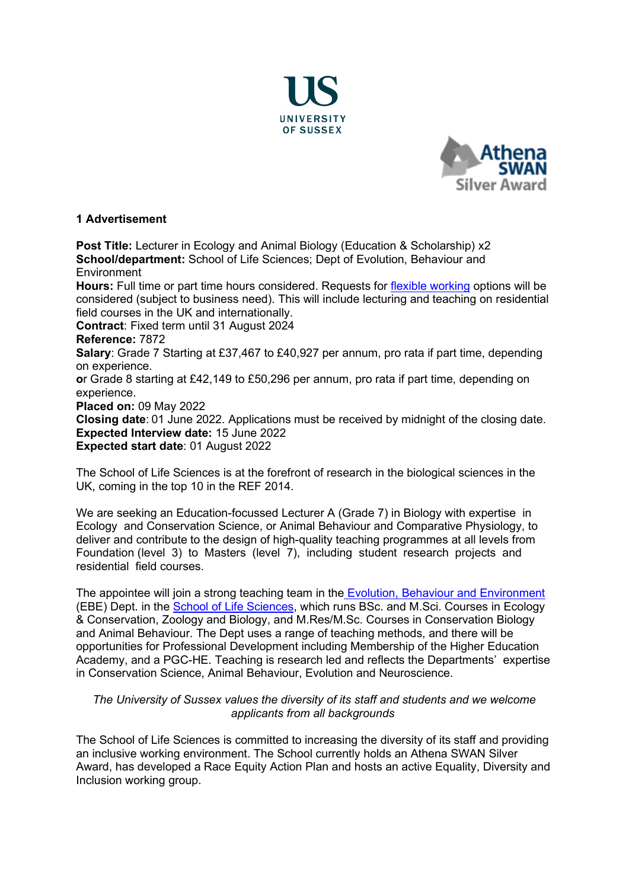US UNIVERSITY OF SUSSEX

Athena SWAN Silver Award

## 1 Advertisement

**Post Title:** Lecturer in Ecology and Animal Biology (Education & Scholarship) x2
**School/department:** School of Life Sciences; Dept of Evolution, Behaviour and Environment
**Hours:** Full time or part time hours considered. Requests for flexible working options will be considered (subject to business need). This will include lecturing and teaching on residential field courses in the UK and internationally.
**Contract**: Fixed term until 31 August 2024
**Reference:** 7872
**Salary**: Grade 7 Starting at £37,467 to £40,927 per annum, pro rata if part time, depending on experience.
**or** Grade 8 starting at £42,149 to £50,296 per annum, pro rata if part time, depending on experience.
**Placed on:** 09 May 2022
**Closing date**: 01 June 2022. Applications must be received by midnight of the closing date.
**Expected Interview date:** 15 June 2022
**Expected start date**: 01 August 2022

The School of Life Sciences is at the forefront of research in the biological sciences in the UK, coming in the top 10 in the REF 2014.

We are seeking an Education-focussed Lecturer A (Grade 7) in Biology with expertise in Ecology and Conservation Science, or Animal Behaviour and Comparative Physiology, to deliver and contribute to the design of high-quality teaching programmes at all levels from Foundation (level 3) to Masters (level 7), including student research projects and residential field courses.

The appointee will join a strong teaching team in the Evolution, Behaviour and Environment (EBE) Dept. in the School of Life Sciences, which runs BSc. and M.Sci. Courses in Ecology & Conservation, Zoology and Biology, and M.Res/M.Sc. Courses in Conservation Biology and Animal Behaviour. The Dept uses a range of teaching methods, and there will be opportunities for Professional Development including Membership of the Higher Education Academy, and a PGC-HE. Teaching is research led and reflects the Departments' expertise in Conservation Science, Animal Behaviour, Evolution and Neuroscience.

*The University of Sussex values the diversity of its staff and students and we welcome applicants from all backgrounds*

The School of Life Sciences is committed to increasing the diversity of its staff and providing an inclusive working environment. The School currently holds an Athena SWAN Silver Award, has developed a Race Equity Action Plan and hosts an active Equality, Diversity and Inclusion working group.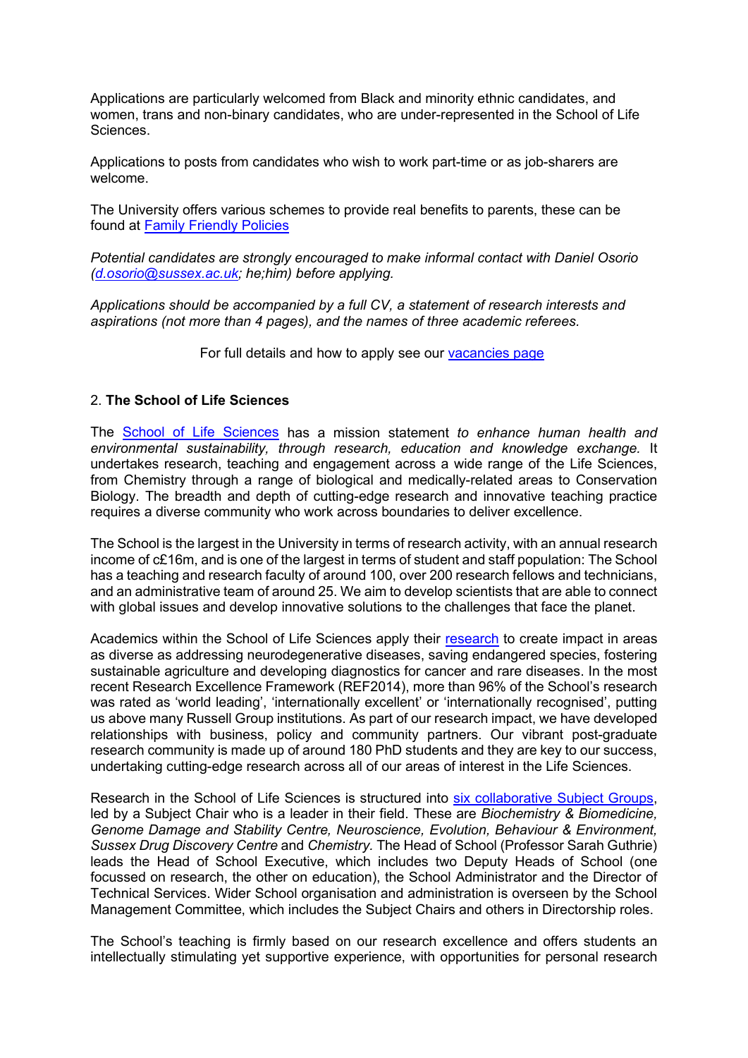Applications are particularly welcomed from Black and minority ethnic candidates, and women, trans and non-binary candidates, who are under-represented in the School of Life Sciences.

Applications to posts from candidates who wish to work part-time or as job-sharers are welcome.

The University offers various schemes to provide real benefits to parents, these can be found at [Family Friendly Policies]

*Potential candidates are strongly encouraged to make informal contact with Daniel Osorio (d.osorio@sussex.ac.uk; he;him) before applying.*

*Applications should be accompanied by a full CV, a statement of research interests and aspirations (not more than 4 pages), and the names of three academic referees.*

For full details and how to apply see our [vacancies page]

## 2. **The School of Life Sciences**

The [School of Life Sciences] has a mission statement *to enhance human health and environmental sustainability, through research, education and knowledge exchange.* It undertakes research, teaching and engagement across a wide range of the Life Sciences, from Chemistry through a range of biological and medically-related areas to Conservation Biology. The breadth and depth of cutting-edge research and innovative teaching practice requires a diverse community who work across boundaries to deliver excellence.

The School is the largest in the University in terms of research activity, with an annual research income of c£16m, and is one of the largest in terms of student and staff population: The School has a teaching and research faculty of around 100, over 200 research fellows and technicians, and an administrative team of around 25. We aim to develop scientists that are able to connect with global issues and develop innovative solutions to the challenges that face the planet.

Academics within the School of Life Sciences apply their [research] to create impact in areas as diverse as addressing neurodegenerative diseases, saving endangered species, fostering sustainable agriculture and developing diagnostics for cancer and rare diseases. In the most recent Research Excellence Framework (REF2014), more than 96% of the School's research was rated as 'world leading', 'internationally excellent' or 'internationally recognised', putting us above many Russell Group institutions. As part of our research impact, we have developed relationships with business, policy and community partners. Our vibrant post-graduate research community is made up of around 180 PhD students and they are key to our success, undertaking cutting-edge research across all of our areas of interest in the Life Sciences.

Research in the School of Life Sciences is structured into [six collaborative Subject Groups], led by a Subject Chair who is a leader in their field. These are *Biochemistry & Biomedicine, Genome Damage and Stability Centre, Neuroscience, Evolution, Behaviour & Environment, Sussex Drug Discovery Centre* and *Chemistry.* The Head of School (Professor Sarah Guthrie) leads the Head of School Executive, which includes two Deputy Heads of School (one focussed on research, the other on education), the School Administrator and the Director of Technical Services. Wider School organisation and administration is overseen by the School Management Committee, which includes the Subject Chairs and others in Directorship roles.

The School's teaching is firmly based on our research excellence and offers students an intellectually stimulating yet supportive experience, with opportunities for personal research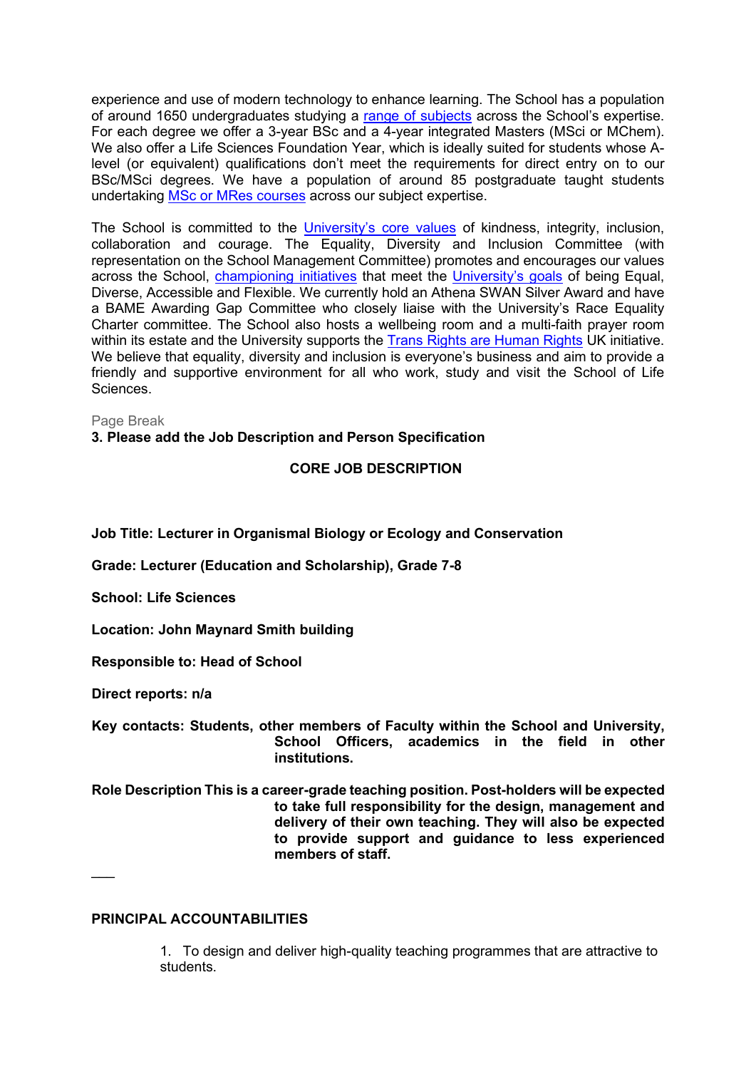experience and use of modern technology to enhance learning. The School has a population of around 1650 undergraduates studying a range of subjects across the School's expertise. For each degree we offer a 3-year BSc and a 4-year integrated Masters (MSci or MChem). We also offer a Life Sciences Foundation Year, which is ideally suited for students whose A-level (or equivalent) qualifications don't meet the requirements for direct entry on to our BSc/MSci degrees. We have a population of around 85 postgraduate taught students undertaking MSc or MRes courses across our subject expertise.

The School is committed to the University's core values of kindness, integrity, inclusion, collaboration and courage. The Equality, Diversity and Inclusion Committee (with representation on the School Management Committee) promotes and encourages our values across the School, championing initiatives that meet the University's goals of being Equal, Diverse, Accessible and Flexible. We currently hold an Athena SWAN Silver Award and have a BAME Awarding Gap Committee who closely liaise with the University's Race Equality Charter committee. The School also hosts a wellbeing room and a multi-faith prayer room within its estate and the University supports the Trans Rights are Human Rights UK initiative. We believe that equality, diversity and inclusion is everyone's business and aim to provide a friendly and supportive environment for all who work, study and visit the School of Life Sciences.

Page Break

**3. Please add the Job Description and Person Specification**

**CORE JOB DESCRIPTION**

**Job Title: Lecturer in Organismal Biology or Ecology and Conservation**

**Grade: Lecturer (Education and Scholarship), Grade 7-8**

**School: Life Sciences**

**Location: John Maynard Smith building**

**Responsible to: Head of School**

**Direct reports: n/a**

**Key contacts: Students, other members of Faculty within the School and University, School Officers, academics in the field in other institutions.**

**Role Description This is a career-grade teaching position. Post-holders will be expected to take full responsibility for the design, management and delivery of their own teaching. They will also be expected to provide support and guidance to less experienced members of staff.**

---

**PRINCIPAL ACCOUNTABILITIES**

1. To design and deliver high-quality teaching programmes that are attractive to students.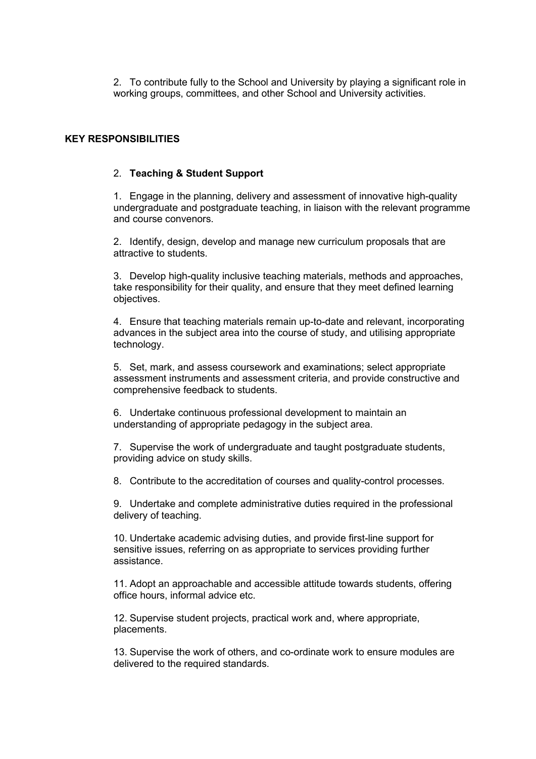2. To contribute fully to the School and University by playing a significant role in working groups, committees, and other School and University activities.

**KEY RESPONSIBILITIES**

2. **Teaching & Student Support**

1. Engage in the planning, delivery and assessment of innovative high-quality undergraduate and postgraduate teaching, in liaison with the relevant programme and course convenors.

2. Identify, design, develop and manage new curriculum proposals that are attractive to students.

3. Develop high-quality inclusive teaching materials, methods and approaches, take responsibility for their quality, and ensure that they meet defined learning objectives.

4. Ensure that teaching materials remain up-to-date and relevant, incorporating advances in the subject area into the course of study, and utilising appropriate technology.

5. Set, mark, and assess coursework and examinations; select appropriate assessment instruments and assessment criteria, and provide constructive and comprehensive feedback to students.

6. Undertake continuous professional development to maintain an understanding of appropriate pedagogy in the subject area.

7. Supervise the work of undergraduate and taught postgraduate students, providing advice on study skills.

8. Contribute to the accreditation of courses and quality-control processes.

9. Undertake and complete administrative duties required in the professional delivery of teaching.

10. Undertake academic advising duties, and provide first-line support for sensitive issues, referring on as appropriate to services providing further assistance.

11. Adopt an approachable and accessible attitude towards students, offering office hours, informal advice etc.

12. Supervise student projects, practical work and, where appropriate, placements.

13. Supervise the work of others, and co-ordinate work to ensure modules are delivered to the required standards.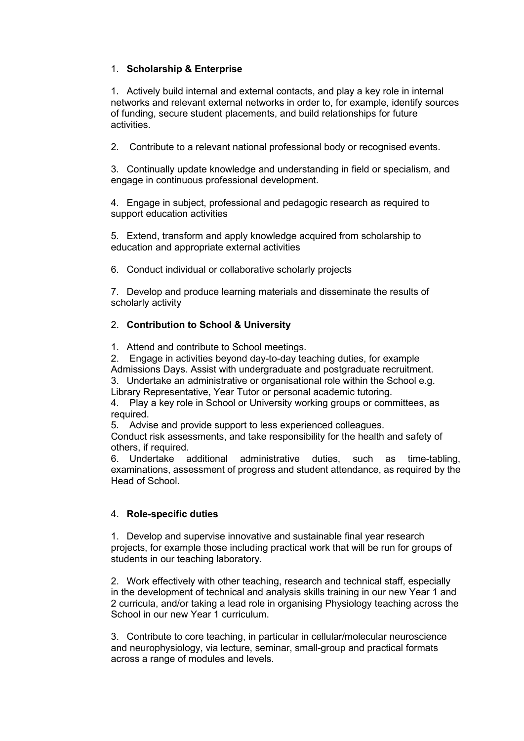## 1. **Scholarship & Enterprise**

1. Actively build internal and external contacts, and play a key role in internal networks and relevant external networks in order to, for example, identify sources of funding, secure student placements, and build relationships for future activities.

2. Contribute to a relevant national professional body or recognised events.

3. Continually update knowledge and understanding in field or specialism, and engage in continuous professional development.

4. Engage in subject, professional and pedagogic research as required to support education activities

5. Extend, transform and apply knowledge acquired from scholarship to education and appropriate external activities

6. Conduct individual or collaborative scholarly projects

7. Develop and produce learning materials and disseminate the results of scholarly activity

## 2. **Contribution to School & University**

1. Attend and contribute to School meetings.
2. Engage in activities beyond day-to-day teaching duties, for example Admissions Days. Assist with undergraduate and postgraduate recruitment.
3. Undertake an administrative or organisational role within the School e.g. Library Representative, Year Tutor or personal academic tutoring.
4. Play a key role in School or University working groups or committees, as required.
5. Advise and provide support to less experienced colleagues.
Conduct risk assessments, and take responsibility for the health and safety of others, if required.
6. Undertake additional administrative duties, such as time-tabling, examinations, assessment of progress and student attendance, as required by the Head of School.

## 4. **Role-specific duties**

1. Develop and supervise innovative and sustainable final year research projects, for example those including practical work that will be run for groups of students in our teaching laboratory.

2. Work effectively with other teaching, research and technical staff, especially in the development of technical and analysis skills training in our new Year 1 and 2 curricula, and/or taking a lead role in organising Physiology teaching across the School in our new Year 1 curriculum.

3. Contribute to core teaching, in particular in cellular/molecular neuroscience and neurophysiology, via lecture, seminar, small-group and practical formats across a range of modules and levels.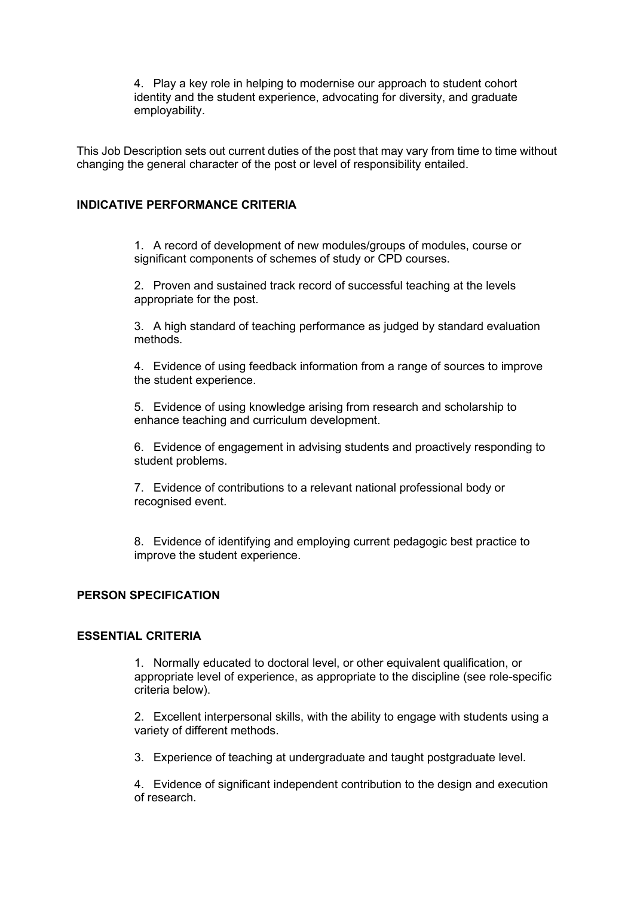4. Play a key role in helping to modernise our approach to student cohort identity and the student experience, advocating for diversity, and graduate employability.

This Job Description sets out current duties of the post that may vary from time to time without changing the general character of the post or level of responsibility entailed.

## INDICATIVE PERFORMANCE CRITERIA

1. A record of development of new modules/groups of modules, course or significant components of schemes of study or CPD courses.

2. Proven and sustained track record of successful teaching at the levels appropriate for the post.

3. A high standard of teaching performance as judged by standard evaluation methods.

4. Evidence of using feedback information from a range of sources to improve the student experience.

5. Evidence of using knowledge arising from research and scholarship to enhance teaching and curriculum development.

6. Evidence of engagement in advising students and proactively responding to student problems.

7. Evidence of contributions to a relevant national professional body or recognised event.

8. Evidence of identifying and employing current pedagogic best practice to improve the student experience.

## PERSON SPECIFICATION

### ESSENTIAL CRITERIA

1. Normally educated to doctoral level, or other equivalent qualification, or appropriate level of experience, as appropriate to the discipline (see role-specific criteria below).

2. Excellent interpersonal skills, with the ability to engage with students using a variety of different methods.

3. Experience of teaching at undergraduate and taught postgraduate level.

4. Evidence of significant independent contribution to the design and execution of research.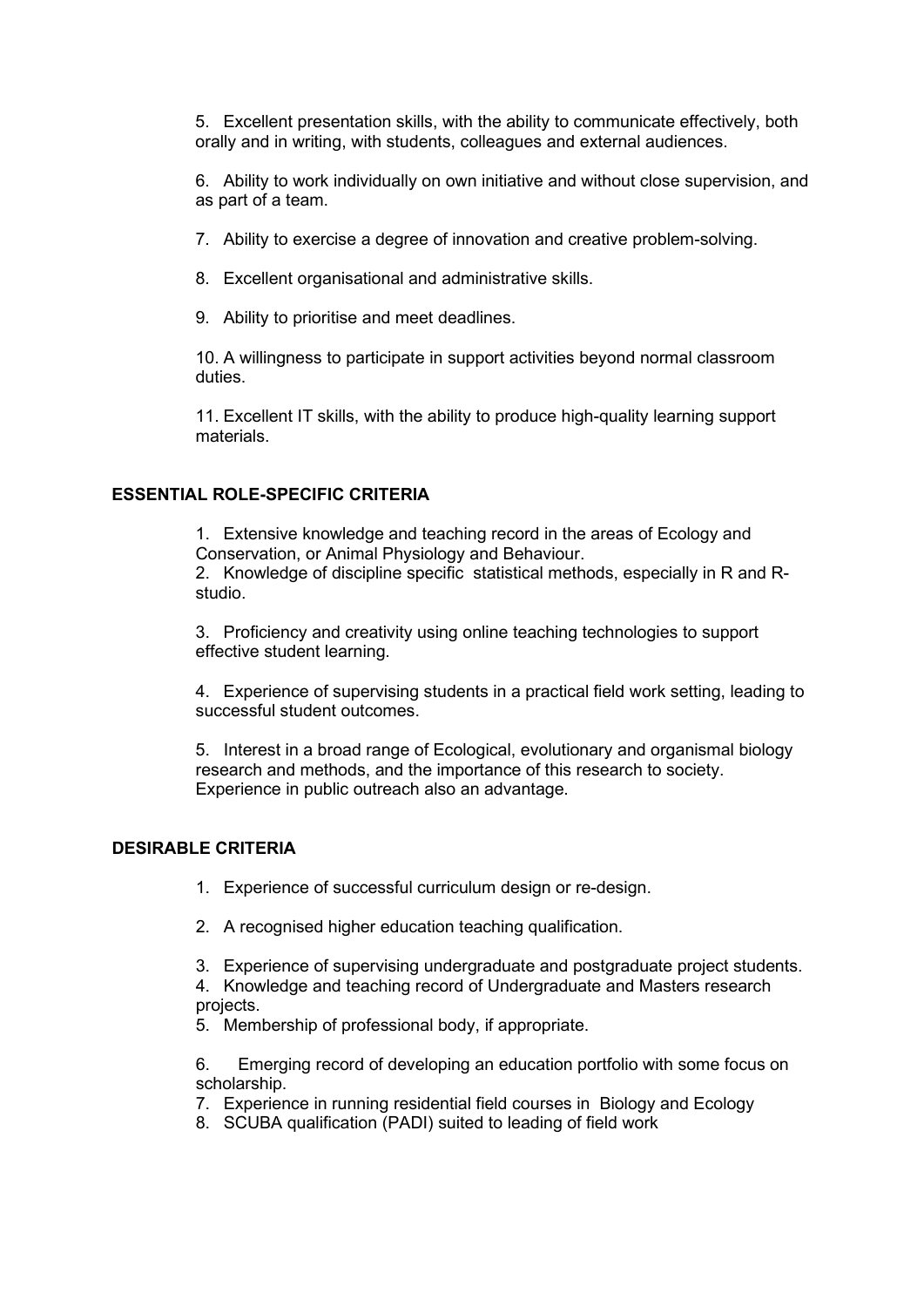5. Excellent presentation skills, with the ability to communicate effectively, both orally and in writing, with students, colleagues and external audiences.

6. Ability to work individually on own initiative and without close supervision, and as part of a team.

7. Ability to exercise a degree of innovation and creative problem-solving.

8. Excellent organisational and administrative skills.

9. Ability to prioritise and meet deadlines.

10. A willingness to participate in support activities beyond normal classroom duties.

11. Excellent IT skills, with the ability to produce high-quality learning support materials.

**ESSENTIAL ROLE-SPECIFIC CRITERIA**

1. Extensive knowledge and teaching record in the areas of Ecology and Conservation, or Animal Physiology and Behaviour.
2. Knowledge of discipline specific statistical methods, especially in R and R-studio.

3. Proficiency and creativity using online teaching technologies to support effective student learning.

4. Experience of supervising students in a practical field work setting, leading to successful student outcomes.

5. Interest in a broad range of Ecological, evolutionary and organismal biology research and methods, and the importance of this research to society. Experience in public outreach also an advantage.

**DESIRABLE CRITERIA**

1. Experience of successful curriculum design or re-design.

2. A recognised higher education teaching qualification.

3. Experience of supervising undergraduate and postgraduate project students.
4. Knowledge and teaching record of Undergraduate and Masters research projects.
5. Membership of professional body, if appropriate.

6. Emerging record of developing an education portfolio with some focus on scholarship.
7. Experience in running residential field courses in Biology and Ecology
8. SCUBA qualification (PADI) suited to leading of field work